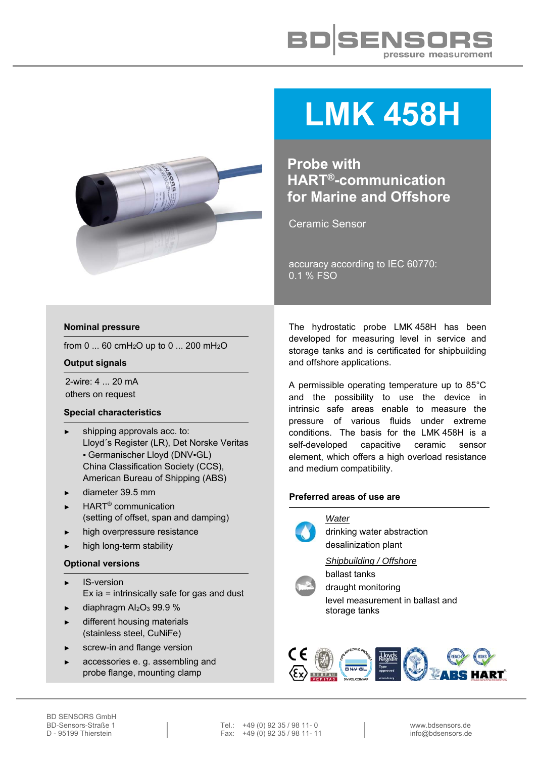# LMK 458H

## Probe with HART®-communication for Marine and Offshore

Ceramic Sensor

accuracy according to IEC 60770: 0.1 % FSO

### Nominal pressure

from 0 ... 60 cm$H_2O$ up to 0 ... 200 m$H_2O$

### Output signals

2-wire: 4 ... 20 mA
others on request

### Special characteristics

- shipping approvals acc. to: Lloyd´s Register (LR), Det Norske Veritas ▪ Germanischer Lloyd (DNV▪GL) China Classification Society (CCS), American Bureau of Shipping (ABS)
- diameter 39.5 mm
- HART® communication (setting of offset, span and damping)
- high overpressure resistance
- high long-term stability

### Optional versions

- IS-version Ex ia = intrinsically safe for gas and dust
- diaphragm $Al_2O_3$ 99.9 %
- different housing materials (stainless steel, CuNiFe)
- screw-in and flange version
- accessories e. g. assembling and probe flange, mounting clamp

The hydrostatic probe LMK 458H has been developed for measuring level in service and storage tanks and is certificated for shipbuilding and offshore applications.

A permissible operating temperature up to 85°C and the possibility to use the device in intrinsic safe areas enable to measure the pressure of various fluids under extreme conditions. The basis for the LMK 458H is a self-developed capacitive ceramic sensor element, which offers a high overload resistance and medium compatibility.

### Preferred areas of use are

*Water*
drinking water abstraction
desalinization plant

*Shipbuilding / Offshore*
ballast tanks
draught monitoring
level measurement in ballast and storage tanks

BD SENSORS GmbH
BD-Sensors-Straße 1
D - 95199 Thierstein

Tel.: +49 (0) 92 35 / 98 11- 0
Fax: +49 (0) 92 35 / 98 11- 11

www.bdsensors.de
info@bdsensors.de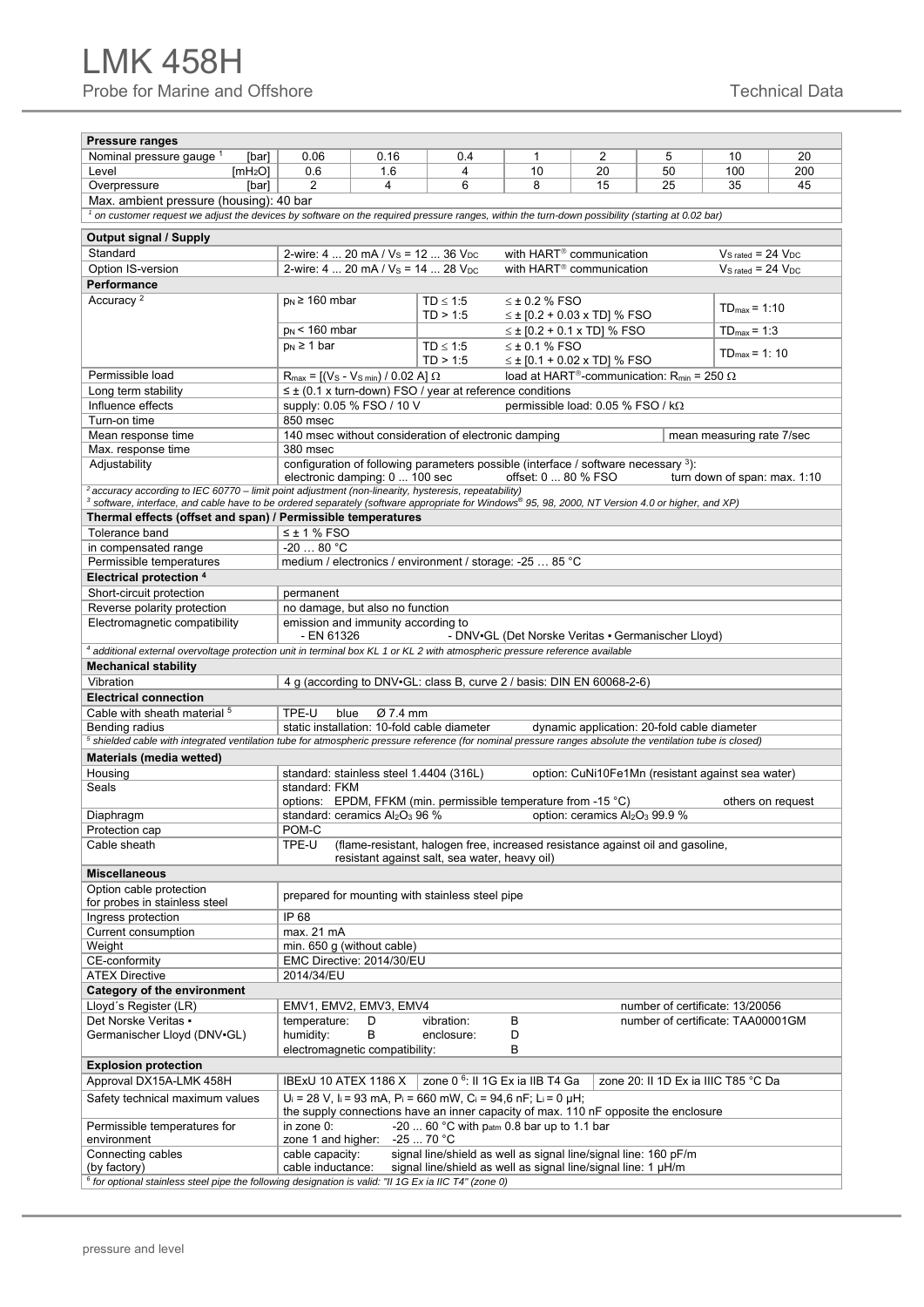# LMK 458H

Probe for Marine and Offshore

Technical Data

| Pressure ranges | | | | | | | | |
|---|---|---|---|---|---|---|---|---|
| Nominal pressure gauge [1] [bar] | 0.06 | 0.16 | 0.4 | 1 | 2 | 5 | 10 | 20 |
| Level [mH₂O] | 0.6 | 1.6 | 4 | 10 | 20 | 50 | 100 | 200 |
| Overpressure [bar] | 2 | 4 | 6 | 8 | 15 | 25 | 35 | 45 |
| Max. ambient pressure (housing): 40 bar | | | | | | | | |

[1] on customer request we adjust the devices by software on the required pressure ranges, within the turn-down possibility (starting at 0.02 bar)

| Output signal / Supply | | | |
|---|---|---|---|
| Standard | 2-wire: 4 ... 20 mA / $V_S$ = 12 ... 36 $V_{DC}$ | with HART® communication | $V_{S\ rated}$ = 24 $V_{DC}$ |
| Option IS-version | 2-wire: 4 ... 20 mA / $V_S$ = 14 ... 28 $V_{DC}$ | with HART® communication | $V_{S\ rated}$ = 24 $V_{DC}$ |

| Performance | | | | |
|---|---|---|---|---|
| Accuracy [2] | $p_N$ ≥ 160 mbar | TD ≤ 1:5<br>TD > 1:5 | ≤ ± 0.2 % FSO<br>≤ ± [0.2 + 0.03 x TD] % FSO | $TD_{max}$ = 1:10 |
| | $p_N$ < 160 mbar | | ≤ ± [0.2 + 0.1 x TD] % FSO | $TD_{max}$ = 1:3 |
| | $p_N$ ≥ 1 bar | TD ≤ 1:5<br>TD > 1:5 | ≤ ± 0.1 % FSO<br>≤ ± [0.1 + 0.02 x TD] % FSO | $TD_{max}$ = 1: 10 |
| Permissible load | $R_{max}$ = [($V_S$ - $V_{S\ min}$) / 0.02 A] Ω | | load at HART®-communication: $R_{min}$ = 250 Ω | |
| Long term stability | ≤ ± (0.1 x turn-down) FSO / year at reference conditions | | | |
| Influence effects | supply: 0.05 % FSO / 10 V | | permissible load: 0.05 % FSO / kΩ | |
| Turn-on time | 850 msec | | | |
| Mean response time | 140 msec without consideration of electronic damping | | | mean measuring rate 7/sec |
| Max. response time | 380 msec | | | |
| Adjustability | configuration of following parameters possible (interface / software necessary [3]):<br>electronic damping: 0 ... 100 sec | | offset: 0 ... 80 % FSO | turn down of span: max. 1:10 |

[2] accuracy according to IEC 60770 – limit point adjustment (non-linearity, hysteresis, repeatability)
[3] software, interface, and cable have to be ordered separately (software appropriate for Windows® 95, 98, 2000, NT Version 4.0 or higher, and XP)

| Thermal effects (offset and span) / Permissible temperatures | |
|---|---|
| Tolerance band | ≤ ± 1 % FSO |
| in compensated range | -20 … 80 °C |
| Permissible temperatures | medium / electronics / environment / storage: -25 … 85 °C |

| Electrical protection [4] | |
|---|---|
| Short-circuit protection | permanent |
| Reverse polarity protection | no damage, but also no function |
| Electromagnetic compatibility | emission and immunity according to<br>- EN 61326 - DNV•GL (Det Norske Veritas • Germanischer Lloyd) |

[4] additional external overvoltage protection unit in terminal box KL 1 or KL 2 with atmospheric pressure reference available

| Mechanical stability | |
|---|---|
| Vibration | 4 g (according to DNV•GL: class B, curve 2 / basis: DIN EN 60068-2-6) |

| Electrical connection | |
|---|---|
| Cable with sheath material [5] | TPE-U blue Ø 7.4 mm |
| Bending radius | static installation: 10-fold cable diameter dynamic application: 20-fold cable diameter |

[5] shielded cable with integrated ventilation tube for atmospheric pressure reference (for nominal pressure ranges absolute the ventilation tube is closed)

| Materials (media wetted) | |
|---|---|
| Housing | standard: stainless steel 1.4404 (316L) option: CuNi10Fe1Mn (resistant against sea water) |
| Seals | standard: FKM<br>options: EPDM, FFKM (min. permissible temperature from -15 °C) others on request |
| Diaphragm | standard: ceramics $Al_2O_3$ 96 % option: ceramics $Al_2O_3$ 99.9 % |
| Protection cap | POM-C |
| Cable sheath | TPE-U (flame-resistant, halogen free, increased resistance against oil and gasoline, resistant against salt, sea water, heavy oil) |

| Miscellaneous | |
|---|---|
| Option cable protection for probes in stainless steel | prepared for mounting with stainless steel pipe |
| Ingress protection | IP 68 |
| Current consumption | max. 21 mA |
| Weight | min. 650 g (without cable) |
| CE-conformity | EMC Directive: 2014/30/EU |
| ATEX Directive | 2014/34/EU |

| Category of the environment | | |
|---|---|---|
| Lloyd´s Register (LR) | EMV1, EMV2, EMV3, EMV4 | number of certificate: 13/20056 |
| Det Norske Veritas • Germanischer Lloyd (DNV•GL) | temperature: D vibration: B<br>humidity: B enclosure: D<br>electromagnetic compatibility: B | number of certificate: TAA00001GM |

| Explosion protection | | | |
|---|---|---|---|
| Approval DX15A-LMK 458H | IBExU 10 ATEX 1186 X | zone 0 [6]: II 1G Ex ia IIB T4 Ga | zone 20: II 1D Ex ia IIIC T85 °C Da |
| Safety technical maximum values | $U_i$ = 28 V, $I_i$ = 93 mA, $P_i$ = 660 mW, $C_i$ = 94,6 nF; $L_i$ = 0 µH;<br>the supply connections have an inner capacity of max. 110 nF opposite the enclosure | | |
| Permissible temperatures for environment | in zone 0: -20 ... 60 °C with $p_{atm}$ 0.8 bar up to 1.1 bar<br>zone 1 and higher: -25 ... 70 °C | | |
| Connecting cables (by factory) | cable capacity: signal line/shield as well as signal line/signal line: 160 pF/m<br>cable inductance: signal line/shield as well as signal line/signal line: 1 µH/m | | |

[6] for optional stainless steel pipe the following designation is valid: "II 1G Ex ia IIC T4" (zone 0)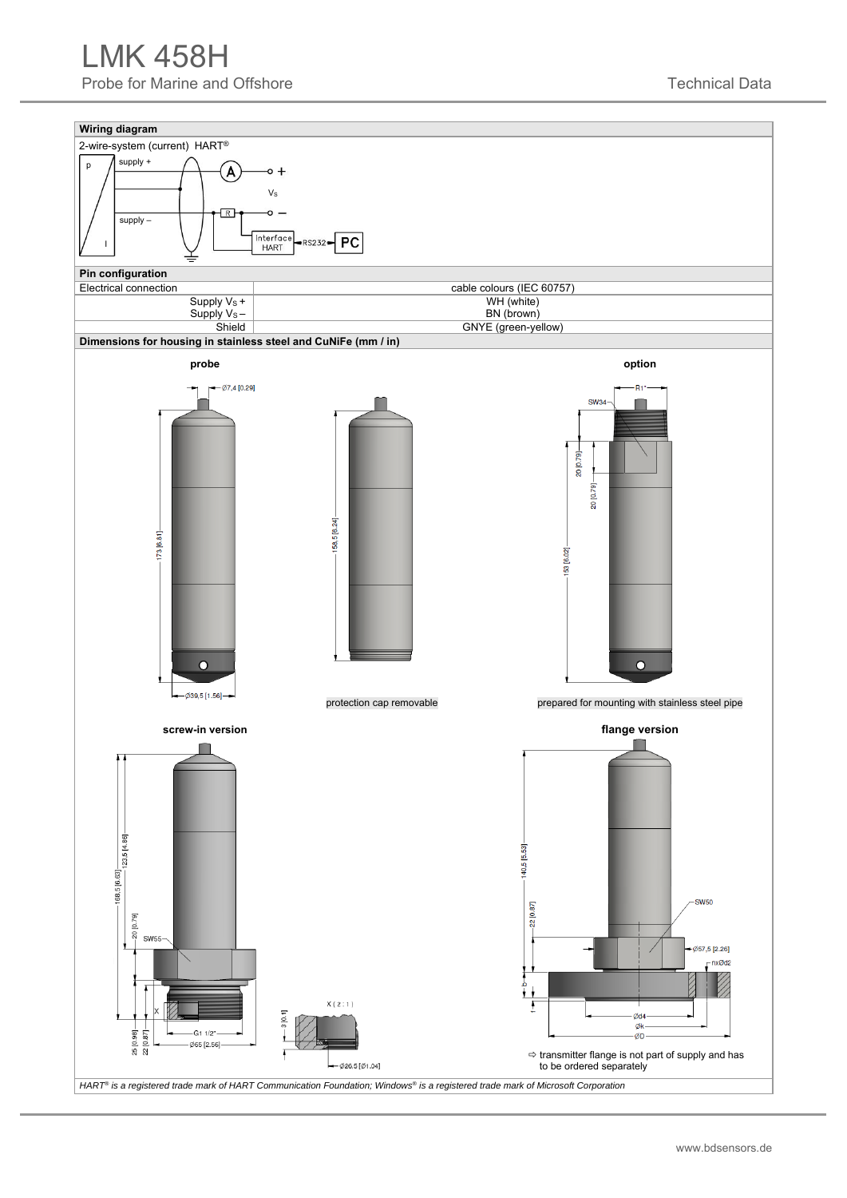# LMK 458H

Probe for Marine and Offshore

Technical Data

**Wiring diagram**

2-wire-system (current) HART®

p

supply +

A

+

$V_S$

R

supply –

–

I

Interface HART

RS232

PC

**Pin configuration**

| Electrical connection | cable colours (IEC 60757) |
|---|---|
| Supply $V_S$ + | WH (white) |
| Supply $V_S$ – | BN (brown) |
| Shield | GNYE (green-yellow) |

**Dimensions for housing in stainless steel and CuNiFe (mm / in)**

probe

Ø7,4 [0.29]

173 [6.81]

Ø39,5 [1.56]

158,5 [6.24]

protection cap removable

option

R1"

SW34

20 [0.79]

20 [0.79]

153 [6.02]

prepared for mounting with stainless steel pipe

screw-in version

168,5 [6.63]

123,5 [4.86]

20 [0.79]

SW55

X

25 [0.98]

22 [0.87]

G1 1/2"

Ø65 [2.56]

X (2 : 1)

3 [0.1]

Ø26,5 [Ø1.04]

flange version

140,5 [5.53]

22 [0.87]

SW50

Ø57,5 [2.26]

nxØd2

b

f

Ød4

Øk

ØD

⇨ transmitter flange is not part of supply and has to be ordered separately

*HART® is a registered trade mark of HART Communication Foundation; Windows® is a registered trade mark of Microsoft Corporation*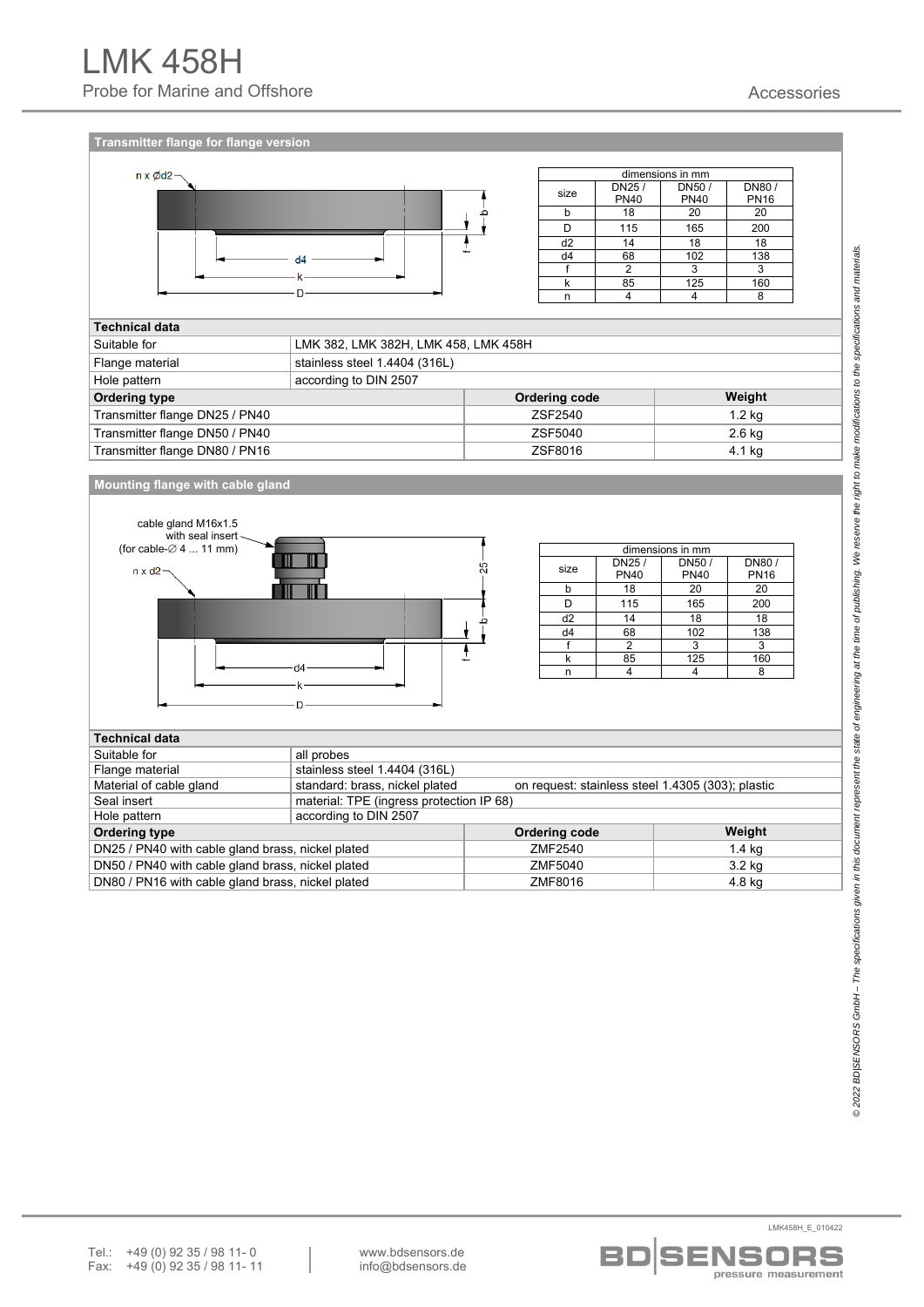## Transmitter flange for flange version

n x Ød2

d4

k

D

b

f

| dimensions in mm | | | |
|---|---|---|---|
| size | DN25 / PN40 | DN50 / PN40 | DN80 / PN16 |
| b | 18 | 20 | 20 |
| D | 115 | 165 | 200 |
| d2 | 14 | 18 | 18 |
| d4 | 68 | 102 | 138 |
| f | 2 | 3 | 3 |
| k | 85 | 125 | 160 |
| n | 4 | 4 | 8 |

| Technical data | |
|---|---|
| Suitable for | LMK 382, LMK 382H, LMK 458, LMK 458H |
| Flange material | stainless steel 1.4404 (316L) |
| Hole pattern | according to DIN 2507 |

| Ordering type | Ordering code | Weight |
|---|---|---|
| Transmitter flange DN25 / PN40 | ZSF2540 | 1.2 kg |
| Transmitter flange DN50 / PN40 | ZSF5040 | 2.6 kg |
| Transmitter flange DN80 / PN16 | ZSF8016 | 4.1 kg |

## Mounting flange with cable gland

cable gland M16x1.5 with seal insert (for cable-∅ 4 ... 11 mm)

n x d2

d4

k

D

25

b

f

| dimensions in mm | | | |
|---|---|---|---|
| size | DN25 / PN40 | DN50 / PN40 | DN80 / PN16 |
| b | 18 | 20 | 20 |
| D | 115 | 165 | 200 |
| d2 | 14 | 18 | 18 |
| d4 | 68 | 102 | 138 |
| f | 2 | 3 | 3 |
| k | 85 | 125 | 160 |
| n | 4 | 4 | 8 |

| Technical data | | |
|---|---|---|
| Suitable for | all probes | |
| Flange material | stainless steel 1.4404 (316L) | |
| Material of cable gland | standard: brass, nickel plated | on request: stainless steel 1.4305 (303); plastic |
| Seal insert | material: TPE (ingress protection IP 68) | |
| Hole pattern | according to DIN 2507 | |

| Ordering type | Ordering code | Weight |
|---|---|---|
| DN25 / PN40 with cable gland brass, nickel plated | ZMF2540 | 1.4 kg |
| DN50 / PN40 with cable gland brass, nickel plated | ZMF5040 | 3.2 kg |
| DN80 / PN16 with cable gland brass, nickel plated | ZMF8016 | 4.8 kg |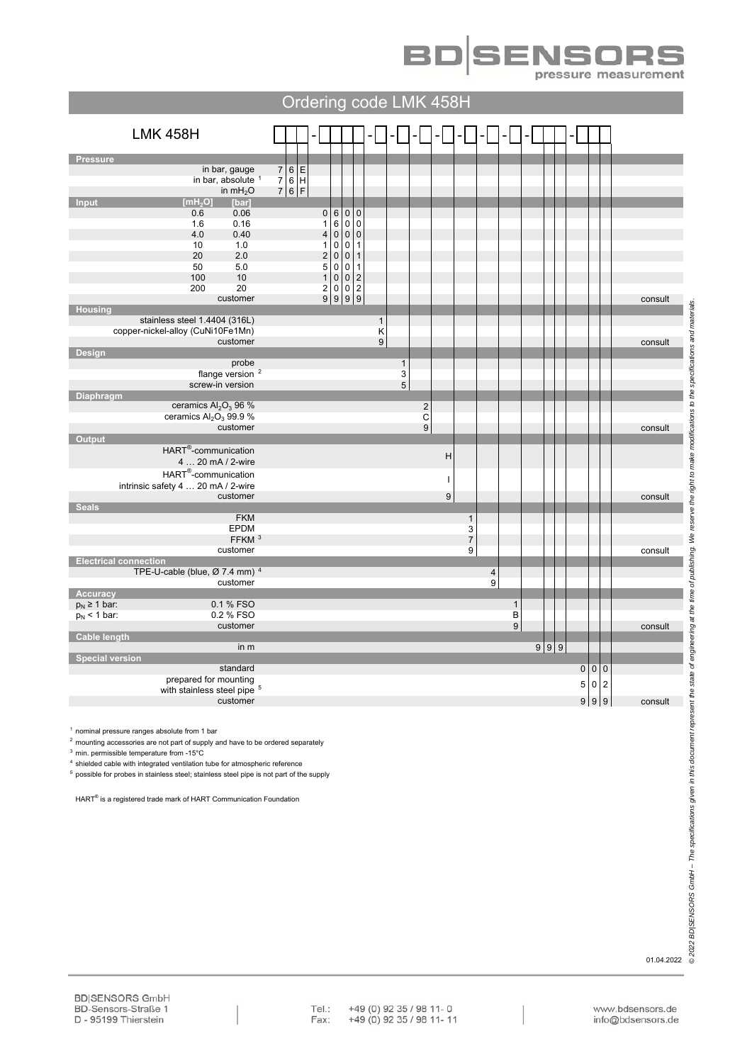# Ordering code LMK 458H

| LMK 458H | | | | | | | | | | | | | |
|---|---|---|---|---|---|---|---|---|---|---|---|---|---|
| **Pressure** | | | | | | | | | | | | | |
| in bar, gauge | 7 6 E | | | | | | | | | | | | |
| in bar, absolute [1] | 7 6 H | | | | | | | | | | | | |
| in $mH_2O$ | 7 6 F | | | | | | | | | | | | |
| **Input** $[mH_2O]$ **[bar]** | | | | | | | | | | | | | |
| 0.6 / 0.06 | | 0 6 0 0 | | | | | | | | | | | |
| 1.6 / 0.16 | | 1 6 0 0 | | | | | | | | | | | |
| 4.0 / 0.40 | | 4 0 0 0 | | | | | | | | | | | |
| 10 / 1.0 | | 1 0 0 1 | | | | | | | | | | | |
| 20 / 2.0 | | 2 0 0 1 | | | | | | | | | | | |
| 50 / 5.0 | | 5 0 0 1 | | | | | | | | | | | |
| 100 / 10 | | 1 0 0 2 | | | | | | | | | | | |
| 200 / 20 | | 2 0 0 2 | | | | | | | | | | | |
| customer | | 9 9 9 9 | | | | | | | | | | | consult |
| **Housing** | | | | | | | | | | | | | |
| stainless steel 1.4404 (316L) | | | 1 | | | | | | | | | | |
| copper-nickel-alloy (CuNi10Fe1Mn) | | | K | | | | | | | | | | |
| customer | | | 9 | | | | | | | | | | consult |
| **Design** | | | | | | | | | | | | | |
| probe | | | | 1 | | | | | | | | | |
| flange version [2] | | | | 3 | | | | | | | | | |
| screw-in version | | | | 5 | | | | | | | | | |
| **Diaphragm** | | | | | | | | | | | | | |
| ceramics $Al_2O_3$ 96 % | | | | | 2 | | | | | | | | |
| ceramics $Al_2O_3$ 99.9 % | | | | | C | | | | | | | | |
| customer | | | | | 9 | | | | | | | | consult |
| **Output** | | | | | | | | | | | | | |
| HART®-communication 4 … 20 mA / 2-wire | | | | | | H | | | | | | | |
| HART®-communication intrinsic safety 4 … 20 mA / 2-wire | | | | | | I | | | | | | | |
| customer | | | | | | 9 | | | | | | | consult |
| **Seals** | | | | | | | | | | | | | |
| FKM | | | | | | | 1 | | | | | | |
| EPDM | | | | | | | 3 | | | | | | |
| FFKM [3] | | | | | | | 7 | | | | | | |
| customer | | | | | | | 9 | | | | | | consult |
| **Electrical connection** | | | | | | | | | | | | | |
| TPE-U-cable (blue, Ø 7.4 mm) [4] | | | | | | | | 4 | | | | | |
| customer | | | | | | | | 9 | | | | | |
| **Accuracy** | | | | | | | | | | | | | |
| $p_N \geq 1$ bar: 0.1 % FSO | | | | | | | | | 1 | | | | |
| $p_N < 1$ bar: 0.2 % FSO | | | | | | | | | B | | | | |
| customer | | | | | | | | | 9 | | | | consult |
| **Cable length** | | | | | | | | | | | | | |
| in m | | | | | | | | | | 9 9 9 | | | |
| **Special version** | | | | | | | | | | | | | |
| standard | | | | | | | | | | | 0 0 0 | | |
| prepared for mounting with stainless steel pipe [5] | | | | | | | | | | | 5 0 2 | | |
| customer | | | | | | | | | | | 9 9 9 | | consult |

[1] nominal pressure ranges absolute from 1 bar
[2] mounting accessories are not part of supply and have to be ordered separately
[3] min. permissible temperature from -15°C
[4] shielded cable with integrated ventilation tube for atmospheric reference
[5] possible for probes in stainless steel; stainless steel pipe is not part of the supply

HART® is a registered trade mark of HART Communication Foundation

01.04.2022

© 2022 BD|SENSORS GmbH – The specifications given in this document represent the state of engineering at the time of publishing. We reserve the right to make modifications to the specifications and materials.